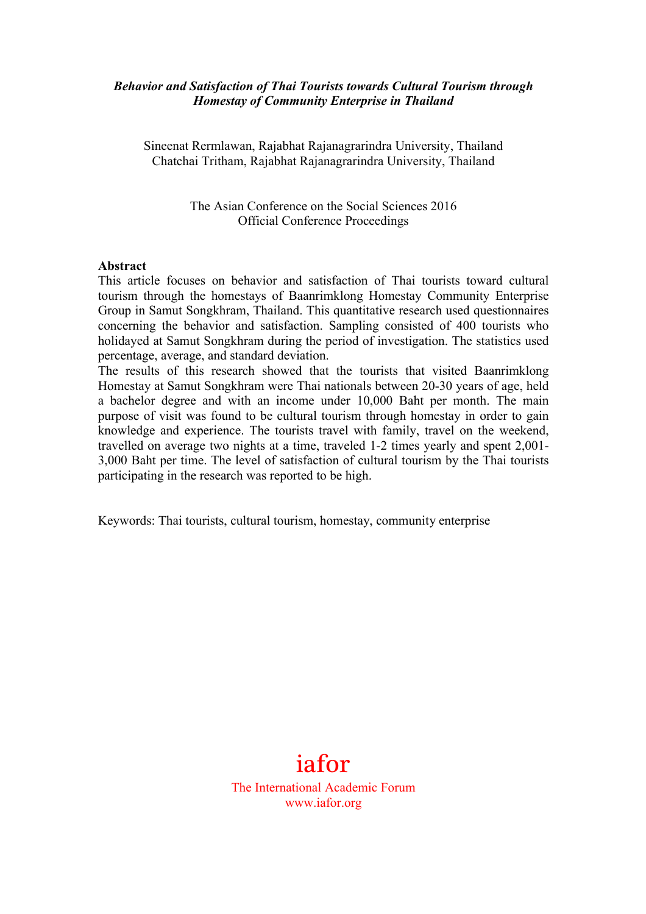***Behavior and Satisfaction of Thai Tourists towards Cultural Tourism through Homestay of Community Enterprise in Thailand***

Sineenat Rermlawan, Rajabhat Rajanagrarindra University, Thailand
Chatchai Tritham, Rajabhat Rajanagrarindra University, Thailand

The Asian Conference on the Social Sciences 2016
Official Conference Proceedings

**Abstract**

This article focuses on behavior and satisfaction of Thai tourists toward cultural tourism through the homestays of Baanrimklong Homestay Community Enterprise Group in Samut Songkhram, Thailand. This quantitative research used questionnaires concerning the behavior and satisfaction. Sampling consisted of 400 tourists who holidayed at Samut Songkhram during the period of investigation. The statistics used percentage, average, and standard deviation.

The results of this research showed that the tourists that visited Baanrimklong Homestay at Samut Songkhram were Thai nationals between 20-30 years of age, held a bachelor degree and with an income under 10,000 Baht per month. The main purpose of visit was found to be cultural tourism through homestay in order to gain knowledge and experience. The tourists travel with family, travel on the weekend, travelled on average two nights at a time, traveled 1-2 times yearly and spent 2,001-3,000 Baht per time. The level of satisfaction of cultural tourism by the Thai tourists participating in the research was reported to be high.

Keywords: Thai tourists, cultural tourism, homestay, community enterprise

iafor
The International Academic Forum
www.iafor.org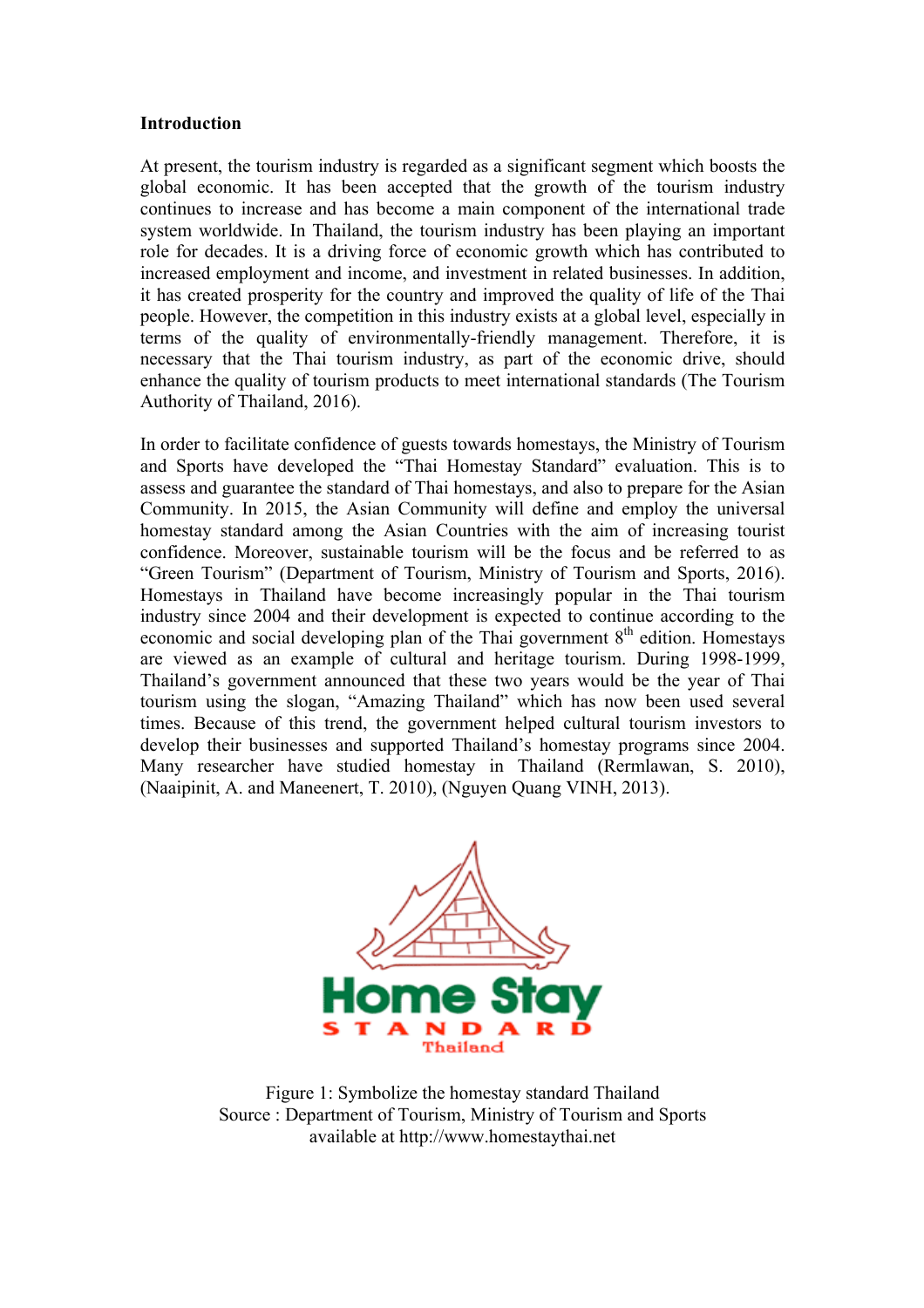**Introduction**

At present, the tourism industry is regarded as a significant segment which boosts the global economic. It has been accepted that the growth of the tourism industry continues to increase and has become a main component of the international trade system worldwide. In Thailand, the tourism industry has been playing an important role for decades. It is a driving force of economic growth which has contributed to increased employment and income, and investment in related businesses. In addition, it has created prosperity for the country and improved the quality of life of the Thai people. However, the competition in this industry exists at a global level, especially in terms of the quality of environmentally-friendly management. Therefore, it is necessary that the Thai tourism industry, as part of the economic drive, should enhance the quality of tourism products to meet international standards (The Tourism Authority of Thailand, 2016).

In order to facilitate confidence of guests towards homestays, the Ministry of Tourism and Sports have developed the "Thai Homestay Standard" evaluation. This is to assess and guarantee the standard of Thai homestays, and also to prepare for the Asian Community. In 2015, the Asian Community will define and employ the universal homestay standard among the Asian Countries with the aim of increasing tourist confidence. Moreover, sustainable tourism will be the focus and be referred to as "Green Tourism" (Department of Tourism, Ministry of Tourism and Sports, 2016). Homestays in Thailand have become increasingly popular in the Thai tourism industry since 2004 and their development is expected to continue according to the economic and social developing plan of the Thai government 8th edition. Homestays are viewed as an example of cultural and heritage tourism. During 1998-1999, Thailand's government announced that these two years would be the year of Thai tourism using the slogan, "Amazing Thailand" which has now been used several times. Because of this trend, the government helped cultural tourism investors to develop their businesses and supported Thailand's homestay programs since 2004. Many researcher have studied homestay in Thailand (Rermlawan, S. 2010), (Naaipinit, A. and Maneenert, T. 2010), (Nguyen Quang VINH, 2013).

Figure 1: Symbolize the homestay standard Thailand
Source : Department of Tourism, Ministry of Tourism and Sports available at http://www.homestaythai.net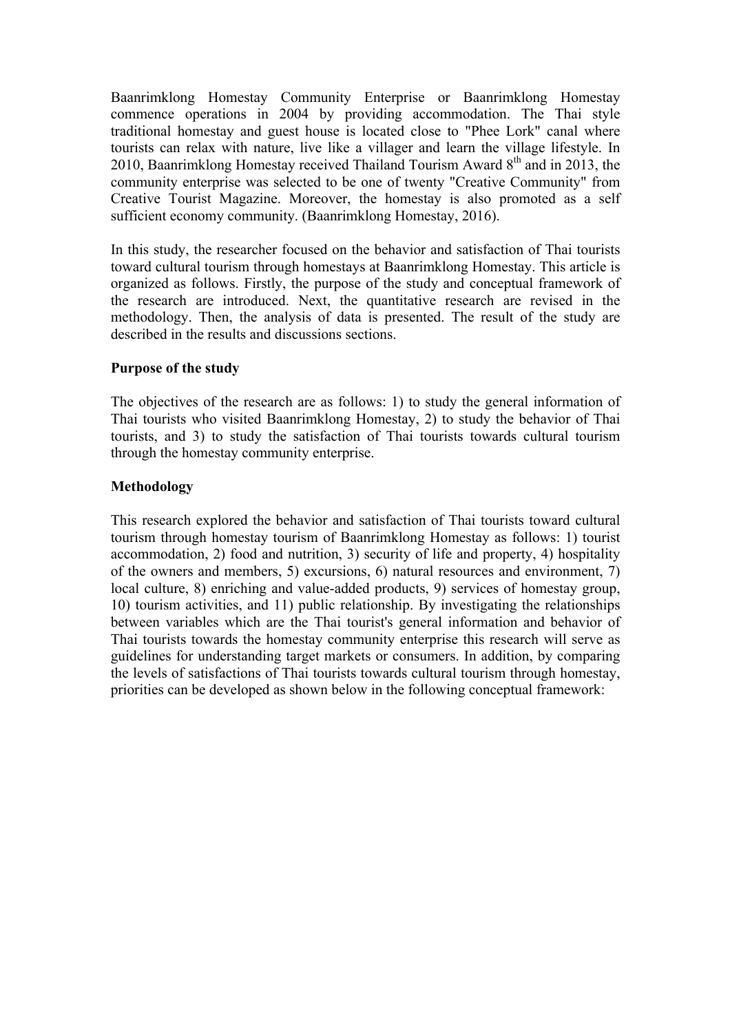Baanrimklong Homestay Community Enterprise or Baanrimklong Homestay commence operations in 2004 by providing accommodation. The Thai style traditional homestay and guest house is located close to "Phee Lork" canal where tourists can relax with nature, live like a villager and learn the village lifestyle. In 2010, Baanrimklong Homestay received Thailand Tourism Award $8^{th}$ and in 2013, the community enterprise was selected to be one of twenty "Creative Community" from Creative Tourist Magazine. Moreover, the homestay is also promoted as a self sufficient economy community. (Baanrimklong Homestay, 2016).

In this study, the researcher focused on the behavior and satisfaction of Thai tourists toward cultural tourism through homestays at Baanrimklong Homestay. This article is organized as follows. Firstly, the purpose of the study and conceptual framework of the research are introduced. Next, the quantitative research are revised in the methodology. Then, the analysis of data is presented. The result of the study are described in the results and discussions sections.

**Purpose of the study**

The objectives of the research are as follows: 1) to study the general information of Thai tourists who visited Baanrimklong Homestay, 2) to study the behavior of Thai tourists, and 3) to study the satisfaction of Thai tourists towards cultural tourism through the homestay community enterprise.

**Methodology**

This research explored the behavior and satisfaction of Thai tourists toward cultural tourism through homestay tourism of Baanrimklong Homestay as follows: 1) tourist accommodation, 2) food and nutrition, 3) security of life and property, 4) hospitality of the owners and members, 5) excursions, 6) natural resources and environment, 7) local culture, 8) enriching and value-added products, 9) services of homestay group, 10) tourism activities, and 11) public relationship. By investigating the relationships between variables which are the Thai tourist's general information and behavior of Thai tourists towards the homestay community enterprise this research will serve as guidelines for understanding target markets or consumers. In addition, by comparing the levels of satisfactions of Thai tourists towards cultural tourism through homestay, priorities can be developed as shown below in the following conceptual framework: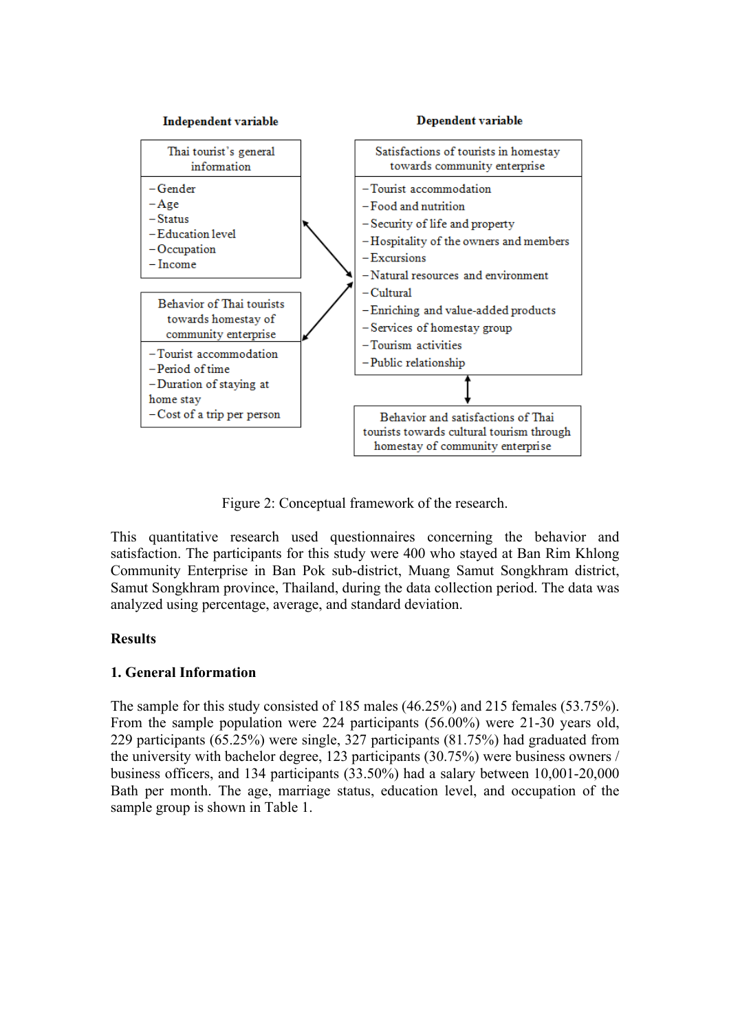**Independent variable**

| Thai tourist's general information |
|---|
| – Gender |
| – Age |
| – Status |
| – Education level |
| – Occupation |
| – Income |

| Behavior of Thai tourists towards homestay of community enterprise |
|---|
| – Tourist accommodation |
| – Period of time |
| – Duration of staying at home stay |
| – Cost of a trip per person |

**Dependent variable**

| Satisfactions of tourists in homestay towards community enterprise |
|---|
| – Tourist accommodation |
| – Food and nutrition |
| – Security of life and property |
| – Hospitality of the owners and members |
| – Excursions |
| – Natural resources and environment |
| – Cultural |
| – Enriching and value-added products |
| – Services of homestay group |
| – Tourism activities |
| – Public relationship |

| Behavior and satisfactions of Thai tourists towards cultural tourism through homestay of community enterprise |
|---|

Figure 2: Conceptual framework of the research.

This quantitative research used questionnaires concerning the behavior and satisfaction. The participants for this study were 400 who stayed at Ban Rim Khlong Community Enterprise in Ban Pok sub-district, Muang Samut Songkhram district, Samut Songkhram province, Thailand, during the data collection period. The data was analyzed using percentage, average, and standard deviation.

## Results

### 1. General Information

The sample for this study consisted of 185 males (46.25%) and 215 females (53.75%). From the sample population were 224 participants (56.00%) were 21-30 years old, 229 participants (65.25%) were single, 327 participants (81.75%) had graduated from the university with bachelor degree, 123 participants (30.75%) were business owners / business officers, and 134 participants (33.50%) had a salary between 10,001-20,000 Bath per month. The age, marriage status, education level, and occupation of the sample group is shown in Table 1.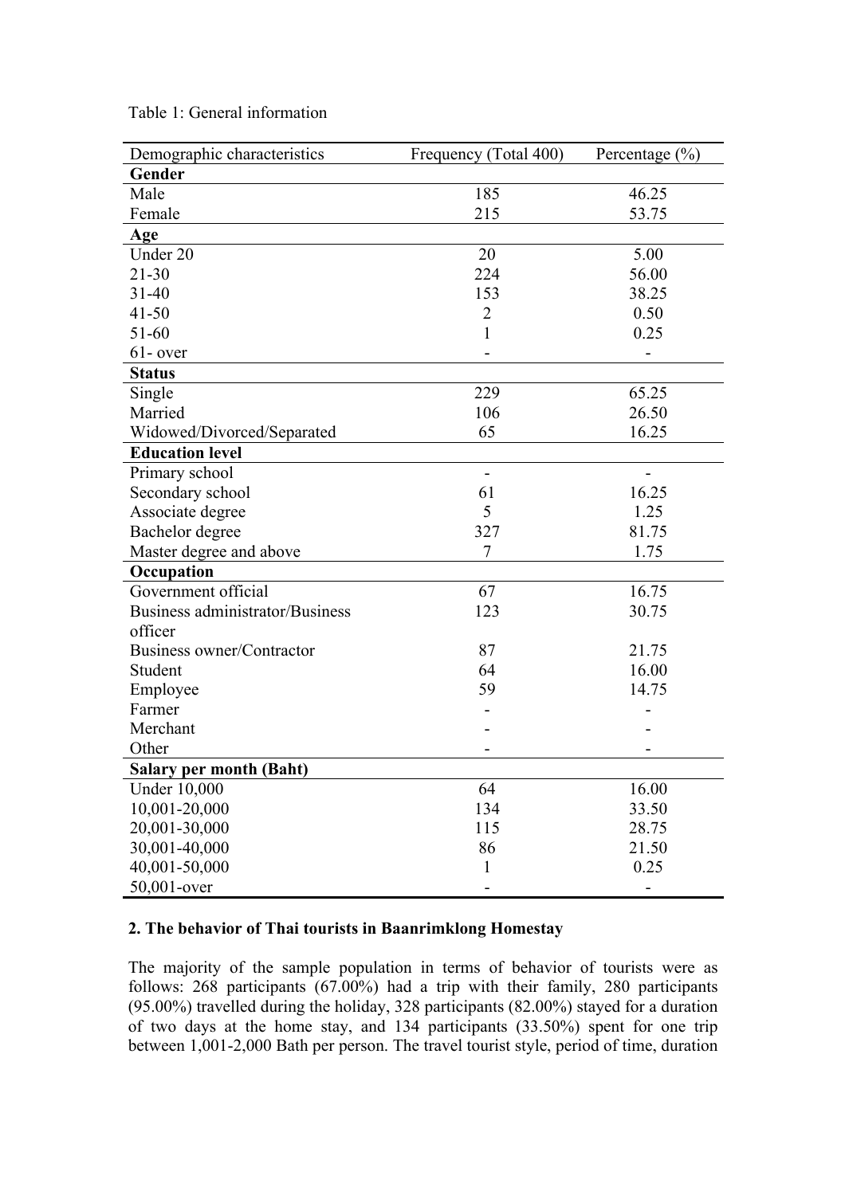Table 1: General information

| Demographic characteristics | Frequency (Total 400) | Percentage (%) |
|---|---|---|
| **Gender** | | |
| Male | 185 | 46.25 |
| Female | 215 | 53.75 |
| **Age** | | |
| Under 20 | 20 | 5.00 |
| 21-30 | 224 | 56.00 |
| 31-40 | 153 | 38.25 |
| 41-50 | 2 | 0.50 |
| 51-60 | 1 | 0.25 |
| 61- over | - | - |
| **Status** | | |
| Single | 229 | 65.25 |
| Married | 106 | 26.50 |
| Widowed/Divorced/Separated | 65 | 16.25 |
| **Education level** | | |
| Primary school | - | - |
| Secondary school | 61 | 16.25 |
| Associate degree | 5 | 1.25 |
| Bachelor degree | 327 | 81.75 |
| Master degree and above | 7 | 1.75 |
| **Occupation** | | |
| Government official | 67 | 16.75 |
| Business administrator/Business officer | 123 | 30.75 |
| Business owner/Contractor | 87 | 21.75 |
| Student | 64 | 16.00 |
| Employee | 59 | 14.75 |
| Farmer | - | - |
| Merchant | - | - |
| Other | - | - |
| **Salary per month (Baht)** | | |
| Under 10,000 | 64 | 16.00 |
| 10,001-20,000 | 134 | 33.50 |
| 20,001-30,000 | 115 | 28.75 |
| 30,001-40,000 | 86 | 21.50 |
| 40,001-50,000 | 1 | 0.25 |
| 50,001-over | - | - |

**2. The behavior of Thai tourists in Baanrimklong Homestay**

The majority of the sample population in terms of behavior of tourists were as follows: 268 participants (67.00%) had a trip with their family, 280 participants (95.00%) travelled during the holiday, 328 participants (82.00%) stayed for a duration of two days at the home stay, and 134 participants (33.50%) spent for one trip between 1,001-2,000 Bath per person. The travel tourist style, period of time, duration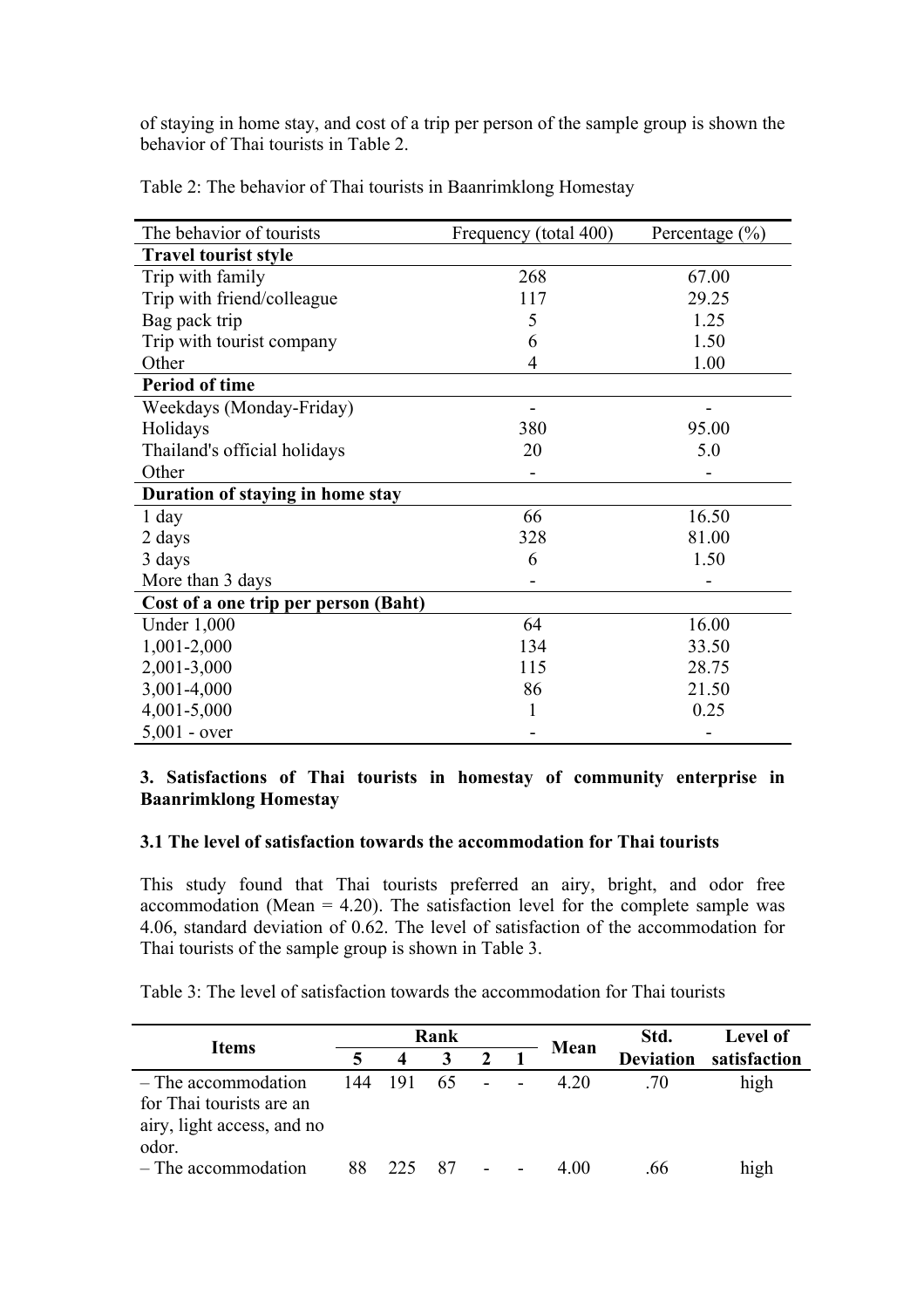of staying in home stay, and cost of a trip per person of the sample group is shown the behavior of Thai tourists in Table 2.

Table 2: The behavior of Thai tourists in Baanrimklong Homestay

| The behavior of tourists | Frequency (total 400) | Percentage (%) |
|---|---|---|
| **Travel tourist style** | | |
| Trip with family | 268 | 67.00 |
| Trip with friend/colleague | 117 | 29.25 |
| Bag pack trip | 5 | 1.25 |
| Trip with tourist company | 6 | 1.50 |
| Other | 4 | 1.00 |
| **Period of time** | | |
| Weekdays (Monday-Friday) | - | - |
| Holidays | 380 | 95.00 |
| Thailand's official holidays | 20 | 5.0 |
| Other | - | - |
| **Duration of staying in home stay** | | |
| 1 day | 66 | 16.50 |
| 2 days | 328 | 81.00 |
| 3 days | 6 | 1.50 |
| More than 3 days | - | - |
| **Cost of a one trip per person (Baht)** | | |
| Under 1,000 | 64 | 16.00 |
| 1,001-2,000 | 134 | 33.50 |
| 2,001-3,000 | 115 | 28.75 |
| 3,001-4,000 | 86 | 21.50 |
| 4,001-5,000 | 1 | 0.25 |
| 5,001 - over | - | - |

### 3. Satisfactions of Thai tourists in homestay of community enterprise in Baanrimklong Homestay

#### 3.1 The level of satisfaction towards the accommodation for Thai tourists

This study found that Thai tourists preferred an airy, bright, and odor free accommodation (Mean = 4.20). The satisfaction level for the complete sample was 4.06, standard deviation of 0.62. The level of satisfaction of the accommodation for Thai tourists of the sample group is shown in Table 3.

Table 3: The level of satisfaction towards the accommodation for Thai tourists

| Items | Rank | | | | | Mean | Std. Deviation | Level of satisfaction |
|---|---|---|---|---|---|---|---|---|
| | 5 | 4 | 3 | 2 | 1 | | | |
| – The accommodation for Thai tourists are an airy, light access, and no odor. | 144 | 191 | 65 | - | - | 4.20 | .70 | high |
| – The accommodation | 88 | 225 | 87 | - | - | 4.00 | .66 | high |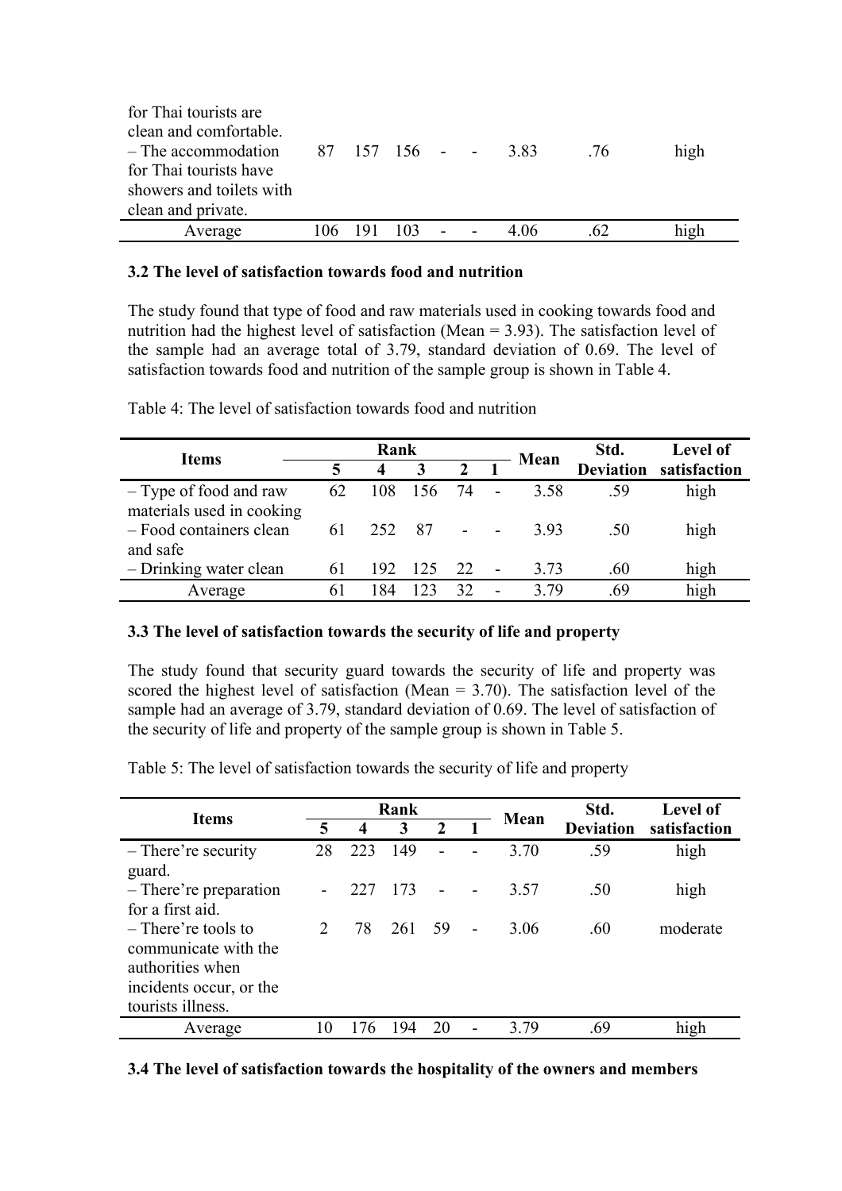| | | | | | | | | |
|---|---|---|---|---|---|---|---|---|
| for Thai tourists are clean and comfortable. | | | | | | | | |
| – The accommodation for Thai tourists have showers and toilets with clean and private. | 87 | 157 | 156 | - | - | 3.83 | .76 | high |
| Average | 106 | 191 | 103 | - | - | 4.06 | .62 | high |

**3.2 The level of satisfaction towards food and nutrition**

The study found that type of food and raw materials used in cooking towards food and nutrition had the highest level of satisfaction (Mean = 3.93). The satisfaction level of the sample had an average total of 3.79, standard deviation of 0.69. The level of satisfaction towards food and nutrition of the sample group is shown in Table 4.

Table 4: The level of satisfaction towards food and nutrition

| Items | Rank | | | | | Mean | Std. Deviation | Level of satisfaction |
|---|---|---|---|---|---|---|---|---|
| | 5 | 4 | 3 | 2 | 1 | | | |
| – Type of food and raw materials used in cooking | 62 | 108 | 156 | 74 | - | 3.58 | .59 | high |
| – Food containers clean and safe | 61 | 252 | 87 | - | - | 3.93 | .50 | high |
| – Drinking water clean | 61 | 192 | 125 | 22 | - | 3.73 | .60 | high |
| Average | 61 | 184 | 123 | 32 | - | 3.79 | .69 | high |

**3.3 The level of satisfaction towards the security of life and property**

The study found that security guard towards the security of life and property was scored the highest level of satisfaction (Mean = 3.70). The satisfaction level of the sample had an average of 3.79, standard deviation of 0.69. The level of satisfaction of the security of life and property of the sample group is shown in Table 5.

Table 5: The level of satisfaction towards the security of life and property

| Items | Rank | | | | | Mean | Std. Deviation | Level of satisfaction |
|---|---|---|---|---|---|---|---|---|
| | 5 | 4 | 3 | 2 | 1 | | | |
| – There're security guard. | 28 | 223 | 149 | - | - | 3.70 | .59 | high |
| – There're preparation for a first aid. | - | 227 | 173 | - | - | 3.57 | .50 | high |
| – There're tools to communicate with the authorities when incidents occur, or the tourists illness. | 2 | 78 | 261 | 59 | - | 3.06 | .60 | moderate |
| Average | 10 | 176 | 194 | 20 | - | 3.79 | .69 | high |

**3.4 The level of satisfaction towards the hospitality of the owners and members**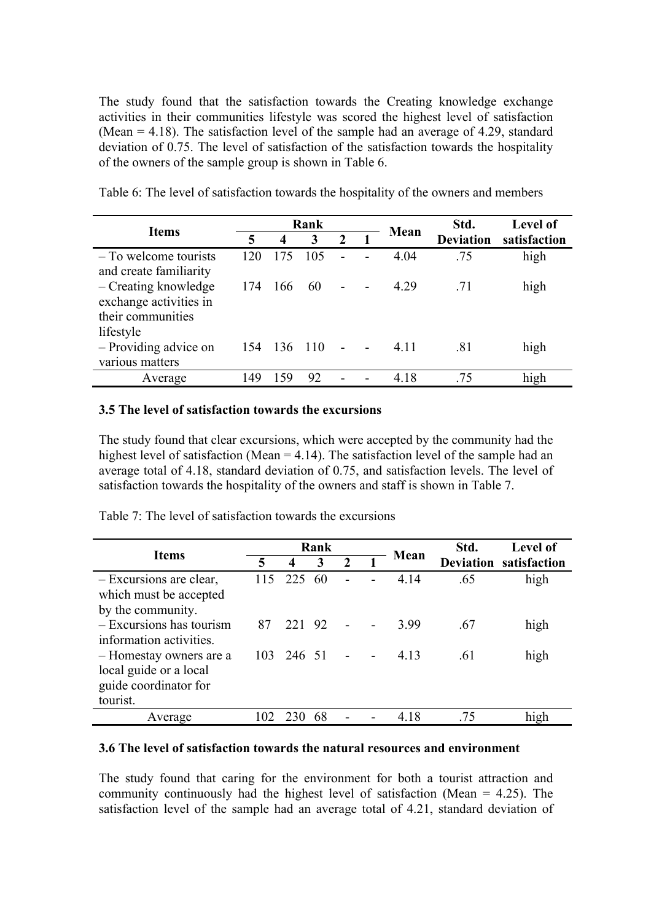The study found that the satisfaction towards the Creating knowledge exchange activities in their communities lifestyle was scored the highest level of satisfaction (Mean = 4.18). The satisfaction level of the sample had an average of 4.29, standard deviation of 0.75. The level of satisfaction of the satisfaction towards the hospitality of the owners of the sample group is shown in Table 6.

Table 6: The level of satisfaction towards the hospitality of the owners and members

| Items | Rank | | | | | Mean | Std. Deviation | Level of satisfaction |
|---|---|---|---|---|---|---|---|---|
| | 5 | 4 | 3 | 2 | 1 | | | |
| – To welcome tourists and create familiarity | 120 | 175 | 105 | - | - | 4.04 | .75 | high |
| – Creating knowledge exchange activities in their communities lifestyle | 174 | 166 | 60 | - | - | 4.29 | .71 | high |
| – Providing advice on various matters | 154 | 136 | 110 | - | - | 4.11 | .81 | high |
| Average | 149 | 159 | 92 | - | - | 4.18 | .75 | high |

### 3.5 The level of satisfaction towards the excursions

The study found that clear excursions, which were accepted by the community had the highest level of satisfaction (Mean = 4.14). The satisfaction level of the sample had an average total of 4.18, standard deviation of 0.75, and satisfaction levels. The level of satisfaction towards the hospitality of the owners and staff is shown in Table 7.

Table 7: The level of satisfaction towards the excursions

| Items | Rank | | | | | Mean | Std. Deviation | Level of satisfaction |
|---|---|---|---|---|---|---|---|---|
| | 5 | 4 | 3 | 2 | 1 | | | |
| – Excursions are clear, which must be accepted by the community. | 115 | 225 | 60 | - | - | 4.14 | .65 | high |
| – Excursions has tourism information activities. | 87 | 221 | 92 | - | - | 3.99 | .67 | high |
| – Homestay owners are a local guide or a local guide coordinator for tourist. | 103 | 246 | 51 | - | - | 4.13 | .61 | high |
| Average | 102 | 230 | 68 | - | - | 4.18 | .75 | high |

### 3.6 The level of satisfaction towards the natural resources and environment

The study found that caring for the environment for both a tourist attraction and community continuously had the highest level of satisfaction (Mean = 4.25). The satisfaction level of the sample had an average total of 4.21, standard deviation of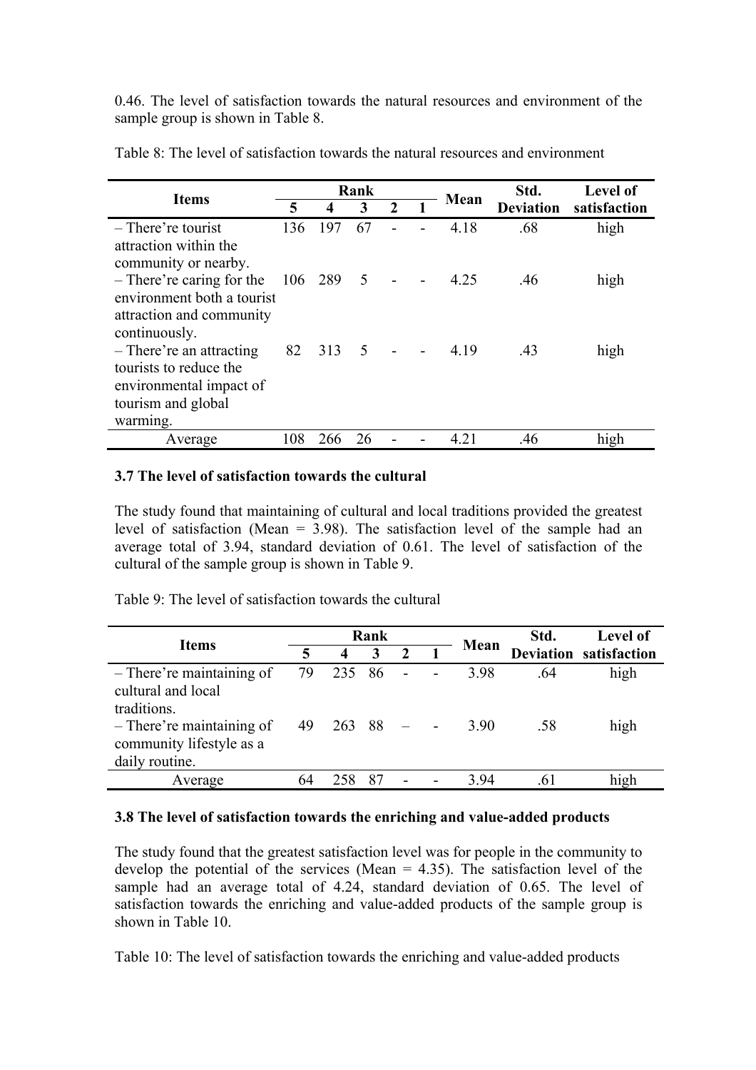0.46. The level of satisfaction towards the natural resources and environment of the sample group is shown in Table 8.

Table 8: The level of satisfaction towards the natural resources and environment

| Items | Rank | | | | | Mean | Std. Deviation | Level of satisfaction |
|---|---|---|---|---|---|---|---|---|
| | 5 | 4 | 3 | 2 | 1 | | | |
| – There're tourist attraction within the community or nearby. | 136 | 197 | 67 | - | - | 4.18 | .68 | high |
| – There're caring for the environment both a tourist attraction and community continuously. | 106 | 289 | 5 | - | - | 4.25 | .46 | high |
| – There're an attracting tourists to reduce the environmental impact of tourism and global warming. | 82 | 313 | 5 | - | - | 4.19 | .43 | high |
| Average | 108 | 266 | 26 | - | - | 4.21 | .46 | high |

### 3.7 The level of satisfaction towards the cultural

The study found that maintaining of cultural and local traditions provided the greatest level of satisfaction (Mean = 3.98). The satisfaction level of the sample had an average total of 3.94, standard deviation of 0.61. The level of satisfaction of the cultural of the sample group is shown in Table 9.

Table 9: The level of satisfaction towards the cultural

| Items | Rank | | | | | Mean | Std. Deviation | Level of satisfaction |
|---|---|---|---|---|---|---|---|---|
| | 5 | 4 | 3 | 2 | 1 | | | |
| – There're maintaining of cultural and local traditions. | 79 | 235 | 86 | - | - | 3.98 | .64 | high |
| – There're maintaining of community lifestyle as a daily routine. | 49 | 263 | 88 | – | - | 3.90 | .58 | high |
| Average | 64 | 258 | 87 | - | - | 3.94 | .61 | high |

### 3.8 The level of satisfaction towards the enriching and value-added products

The study found that the greatest satisfaction level was for people in the community to develop the potential of the services (Mean = 4.35). The satisfaction level of the sample had an average total of 4.24, standard deviation of 0.65. The level of satisfaction towards the enriching and value-added products of the sample group is shown in Table 10.

Table 10: The level of satisfaction towards the enriching and value-added products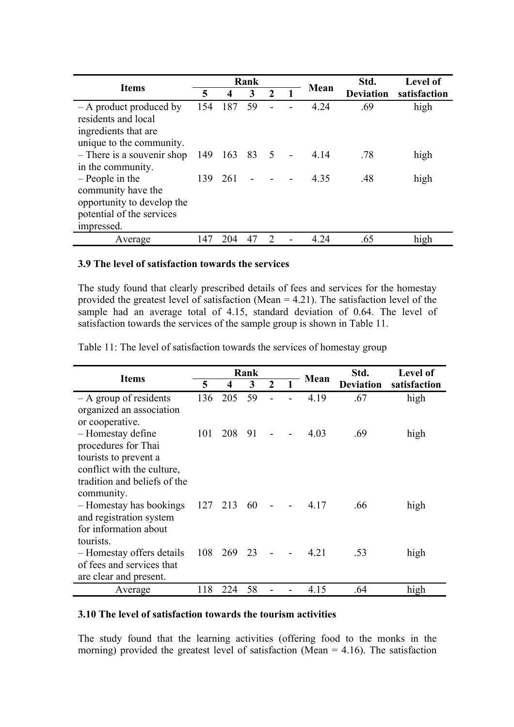| Items | Rank | | | | | Mean | Std. Deviation | Level of satisfaction |
|---|---|---|---|---|---|---|---|---|
| | 5 | 4 | 3 | 2 | 1 | | | |
| – A product produced by residents and local ingredients that are unique to the community. | 154 | 187 | 59 | - | - | 4.24 | .69 | high |
| – There is a souvenir shop in the community. | 149 | 163 | 83 | 5 | - | 4.14 | .78 | high |
| – People in the community have the opportunity to develop the potential of the services impressed. | 139 | 261 | - | - | - | 4.35 | .48 | high |
| Average | 147 | 204 | 47 | 2 | - | 4.24 | .65 | high |

### 3.9 The level of satisfaction towards the services

The study found that clearly prescribed details of fees and services for the homestay provided the greatest level of satisfaction (Mean = 4.21). The satisfaction level of the sample had an average total of 4.15, standard deviation of 0.64. The level of satisfaction towards the services of the sample group is shown in Table 11.

Table 11: The level of satisfaction towards the services of homestay group

| Items | Rank | | | | | Mean | Std. Deviation | Level of satisfaction |
|---|---|---|---|---|---|---|---|---|
| | 5 | 4 | 3 | 2 | 1 | | | |
| – A group of residents organized an association or cooperative. | 136 | 205 | 59 | - | - | 4.19 | .67 | high |
| – Homestay define procedures for Thai tourists to prevent a conflict with the culture, tradition and beliefs of the community. | 101 | 208 | 91 | - | - | 4.03 | .69 | high |
| – Homestay has bookings and registration system for information about tourists. | 127 | 213 | 60 | - | - | 4.17 | .66 | high |
| – Homestay offers details of fees and services that are clear and present. | 108 | 269 | 23 | - | - | 4.21 | .53 | high |
| Average | 118 | 224 | 58 | - | - | 4.15 | .64 | high |

### 3.10 The level of satisfaction towards the tourism activities

The study found that the learning activities (offering food to the monks in the morning) provided the greatest level of satisfaction (Mean = 4.16). The satisfaction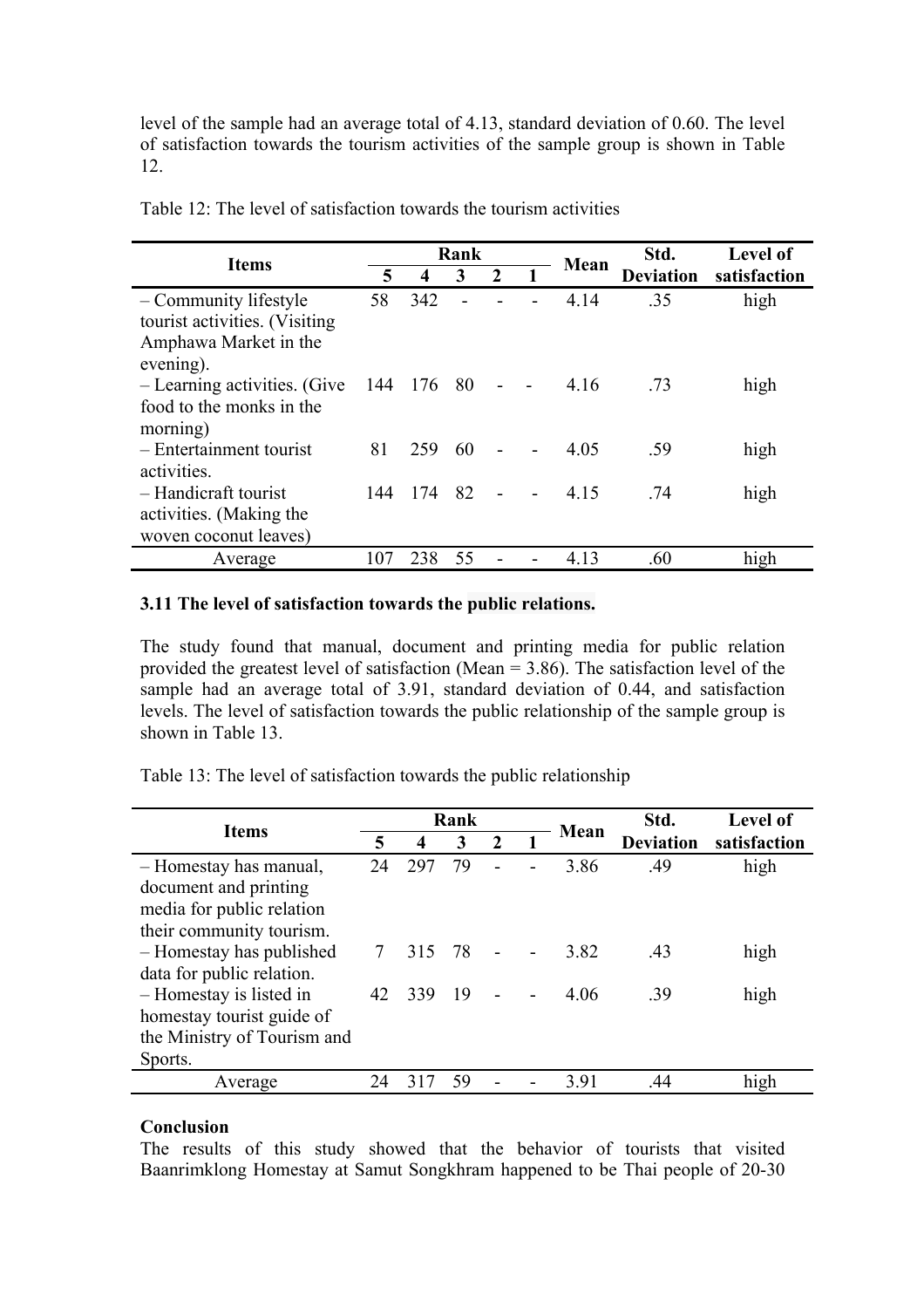level of the sample had an average total of 4.13, standard deviation of 0.60. The level of satisfaction towards the tourism activities of the sample group is shown in Table 12.

Table 12: The level of satisfaction towards the tourism activities

| Items | Rank | | | | | Mean | Std. Deviation | Level of satisfaction |
|---|---|---|---|---|---|---|---|---|
| | 5 | 4 | 3 | 2 | 1 | | | |
| – Community lifestyle tourist activities. (Visiting Amphawa Market in the evening). | 58 | 342 | - | - | - | 4.14 | .35 | high |
| – Learning activities. (Give food to the monks in the morning) | 144 | 176 | 80 | - | - | 4.16 | .73 | high |
| – Entertainment tourist activities. | 81 | 259 | 60 | - | - | 4.05 | .59 | high |
| – Handicraft tourist activities. (Making the woven coconut leaves) | 144 | 174 | 82 | - | - | 4.15 | .74 | high |
| Average | 107 | 238 | 55 | - | - | 4.13 | .60 | high |

**3.11 The level of satisfaction towards the public relations.**

The study found that manual, document and printing media for public relation provided the greatest level of satisfaction (Mean = 3.86). The satisfaction level of the sample had an average total of 3.91, standard deviation of 0.44, and satisfaction levels. The level of satisfaction towards the public relationship of the sample group is shown in Table 13.

Table 13: The level of satisfaction towards the public relationship

| Items | Rank | | | | | Mean | Std. Deviation | Level of satisfaction |
|---|---|---|---|---|---|---|---|---|
| | 5 | 4 | 3 | 2 | 1 | | | |
| – Homestay has manual, document and printing media for public relation their community tourism. | 24 | 297 | 79 | - | - | 3.86 | .49 | high |
| – Homestay has published data for public relation. | 7 | 315 | 78 | - | - | 3.82 | .43 | high |
| – Homestay is listed in homestay tourist guide of the Ministry of Tourism and Sports. | 42 | 339 | 19 | - | - | 4.06 | .39 | high |
| Average | 24 | 317 | 59 | - | - | 3.91 | .44 | high |

**Conclusion**

The results of this study showed that the behavior of tourists that visited Baanrimklong Homestay at Samut Songkhram happened to be Thai people of 20-30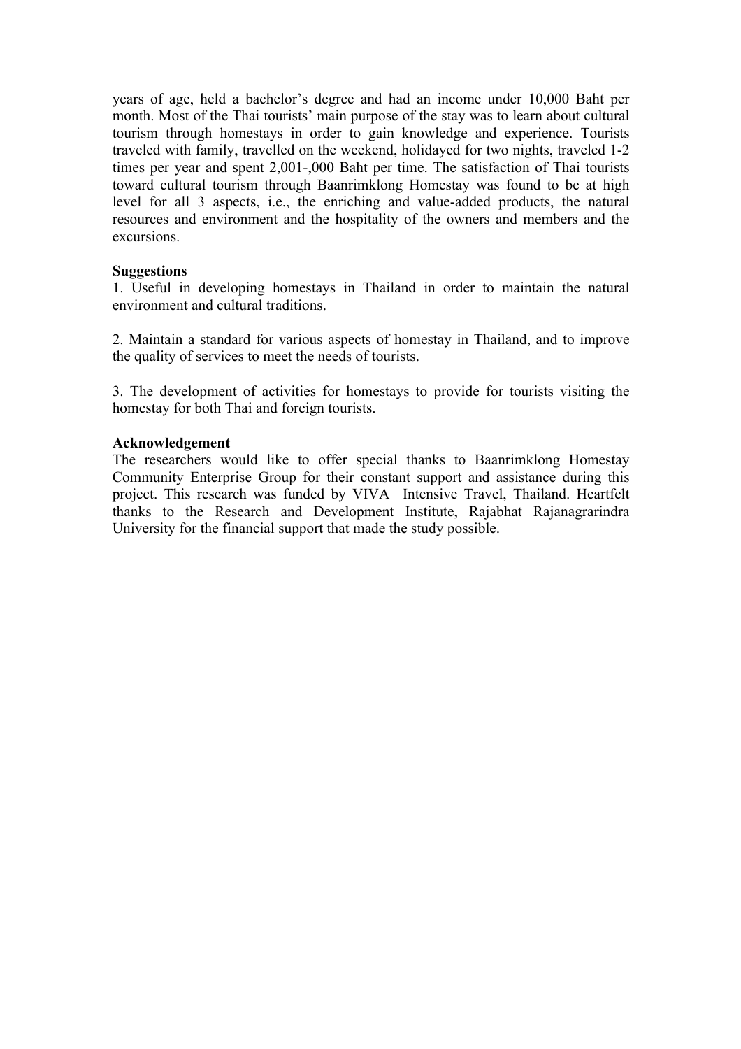years of age, held a bachelor's degree and had an income under 10,000 Baht per month. Most of the Thai tourists' main purpose of the stay was to learn about cultural tourism through homestays in order to gain knowledge and experience. Tourists traveled with family, travelled on the weekend, holidayed for two nights, traveled 1-2 times per year and spent 2,001-,000 Baht per time. The satisfaction of Thai tourists toward cultural tourism through Baanrimklong Homestay was found to be at high level for all 3 aspects, i.e., the enriching and value-added products, the natural resources and environment and the hospitality of the owners and members and the excursions.

**Suggestions**

1. Useful in developing homestays in Thailand in order to maintain the natural environment and cultural traditions.

2. Maintain a standard for various aspects of homestay in Thailand, and to improve the quality of services to meet the needs of tourists.

3. The development of activities for homestays to provide for tourists visiting the homestay for both Thai and foreign tourists.

**Acknowledgement**

The researchers would like to offer special thanks to Baanrimklong Homestay Community Enterprise Group for their constant support and assistance during this project. This research was funded by VIVA Intensive Travel, Thailand. Heartfelt thanks to the Research and Development Institute, Rajabhat Rajanagrarindra University for the financial support that made the study possible.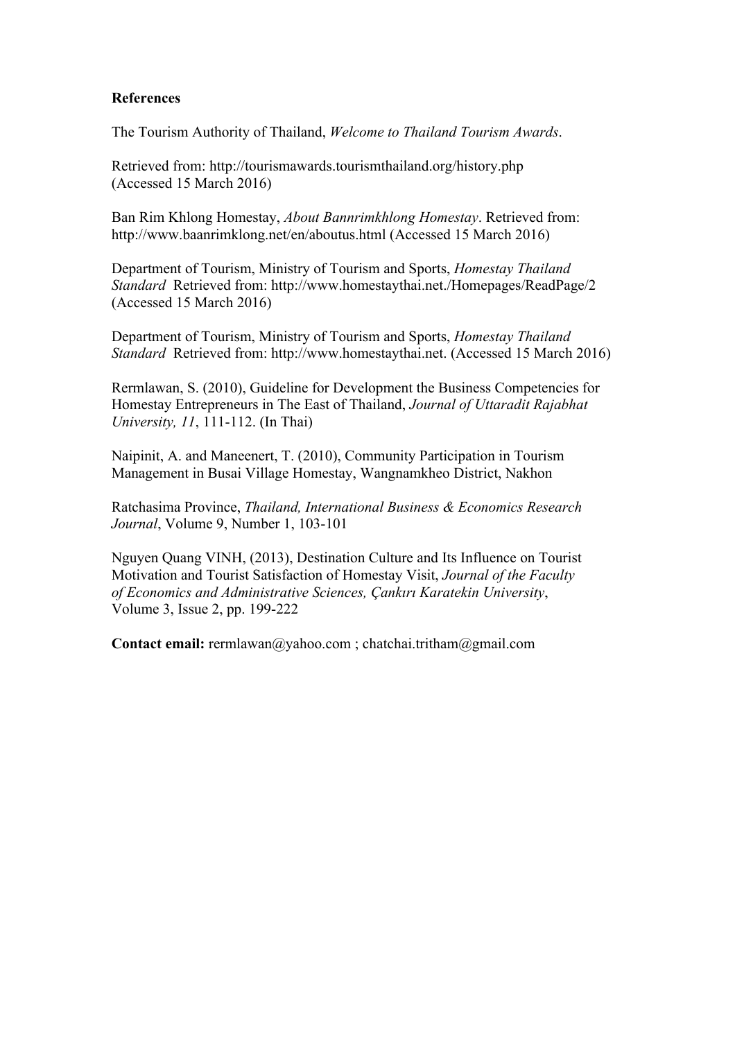**References**

The Tourism Authority of Thailand, *Welcome to Thailand Tourism Awards*.

Retrieved from: http://tourismawards.tourismthailand.org/history.php (Accessed 15 March 2016)

Ban Rim Khlong Homestay, *About Bannrimkhlong Homestay*. Retrieved from: http://www.baanrimklong.net/en/aboutus.html (Accessed 15 March 2016)

Department of Tourism, Ministry of Tourism and Sports, *Homestay Thailand Standard* Retrieved from: http://www.homestaythai.net./Homepages/ReadPage/2 (Accessed 15 March 2016)

Department of Tourism, Ministry of Tourism and Sports, *Homestay Thailand Standard* Retrieved from: http://www.homestaythai.net. (Accessed 15 March 2016)

Rermlawan, S. (2010), Guideline for Development the Business Competencies for Homestay Entrepreneurs in The East of Thailand, *Journal of Uttaradit Rajabhat University, 11*, 111-112. (In Thai)

Naipinit, A. and Maneenert, T. (2010), Community Participation in Tourism Management in Busai Village Homestay, Wangnamkheo District, Nakhon

Ratchasima Province, *Thailand, International Business & Economics Research Journal*, Volume 9, Number 1, 103-101

Nguyen Quang VINH, (2013), Destination Culture and Its Influence on Tourist Motivation and Tourist Satisfaction of Homestay Visit, *Journal of the Faculty of Economics and Administrative Sciences, Çankırı Karatekin University*, Volume 3, Issue 2, pp. 199-222

**Contact email:** rermlawan@yahoo.com ; chatchai.tritham@gmail.com